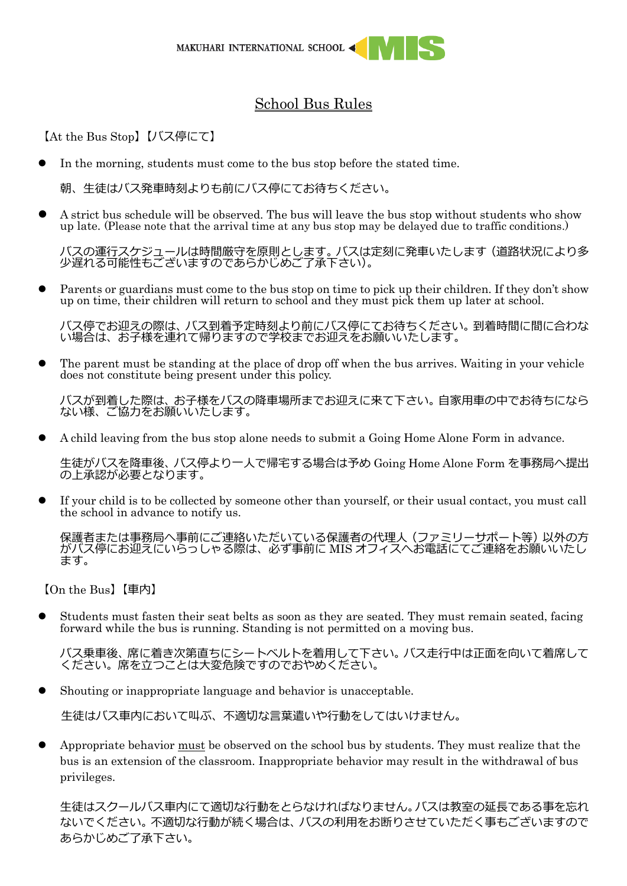MAKUHARI INTERNATIONAL SCHOOL MIS

# School Bus Rules

【At the Bus Stop】【バス停にて】

- In the morning, students must come to the bus stop before the stated time.

  朝、生徒はバス発車時刻よりも前にバス停にてお待ちください。

- A strict bus schedule will be observed. The bus will leave the bus stop without students who show up late. (Please note that the arrival time at any bus stop may be delayed due to traffic conditions.)

  バスの運行スケジュールは時間厳守を原則とします。バスは定刻に発車いたします（道路状況により多少遅れる可能性もございますのであらかじめご了承下さい）。

- Parents or guardians must come to the bus stop on time to pick up their children. If they don't show up on time, their children will return to school and they must pick them up later at school.

  バス停でお迎えの際は、バス到着予定時刻より前にバス停にてお待ちください。到着時間に間に合わない場合は、お子様を連れて帰りますので学校までお迎えをお願いいたします。

- The parent must be standing at the place of drop off when the bus arrives. Waiting in your vehicle does not constitute being present under this policy.

  バスが到着した際は、お子様をバスの降車場所までお迎えに来て下さい。自家用車の中でお待ちにならない様、ご協力をお願いいたします。

- A child leaving from the bus stop alone needs to submit a Going Home Alone Form in advance.

  生徒がバスを降車後、バス停より一人で帰宅する場合は予め Going Home Alone Form を事務局へ提出の上承認が必要となります。

- If your child is to be collected by someone other than yourself, or their usual contact, you must call the school in advance to notify us.

  保護者または事務局へ事前にご連絡いただいている保護者の代理人（ファミリーサポート等）以外の方がバス停にお迎えにいらっしゃる際は、必ず事前に MIS オフィスへお電話にてご連絡をお願いいたします。

【On the Bus】【車内】

- Students must fasten their seat belts as soon as they are seated. They must remain seated, facing forward while the bus is running. Standing is not permitted on a moving bus.

  バス乗車後、席に着き次第直ちにシートベルトを着用して下さい。バス走行中は正面を向いて着席してください。席を立つことは大変危険ですのでおやめください。

- Shouting or inappropriate language and behavior is unacceptable.

  生徒はバス車内において叫ぶ、不適切な言葉遣いや行動をしてはいけません。

- Appropriate behavior <u>must</u> be observed on the school bus by students. They must realize that the bus is an extension of the classroom. Inappropriate behavior may result in the withdrawal of bus privileges.

  生徒はスクールバス車内にて適切な行動をとらなければなりません。バスは教室の延長である事を忘れないでください。不適切な行動が続く場合は、バスの利用をお断りさせていただく事もございますのであらかじめご了承下さい。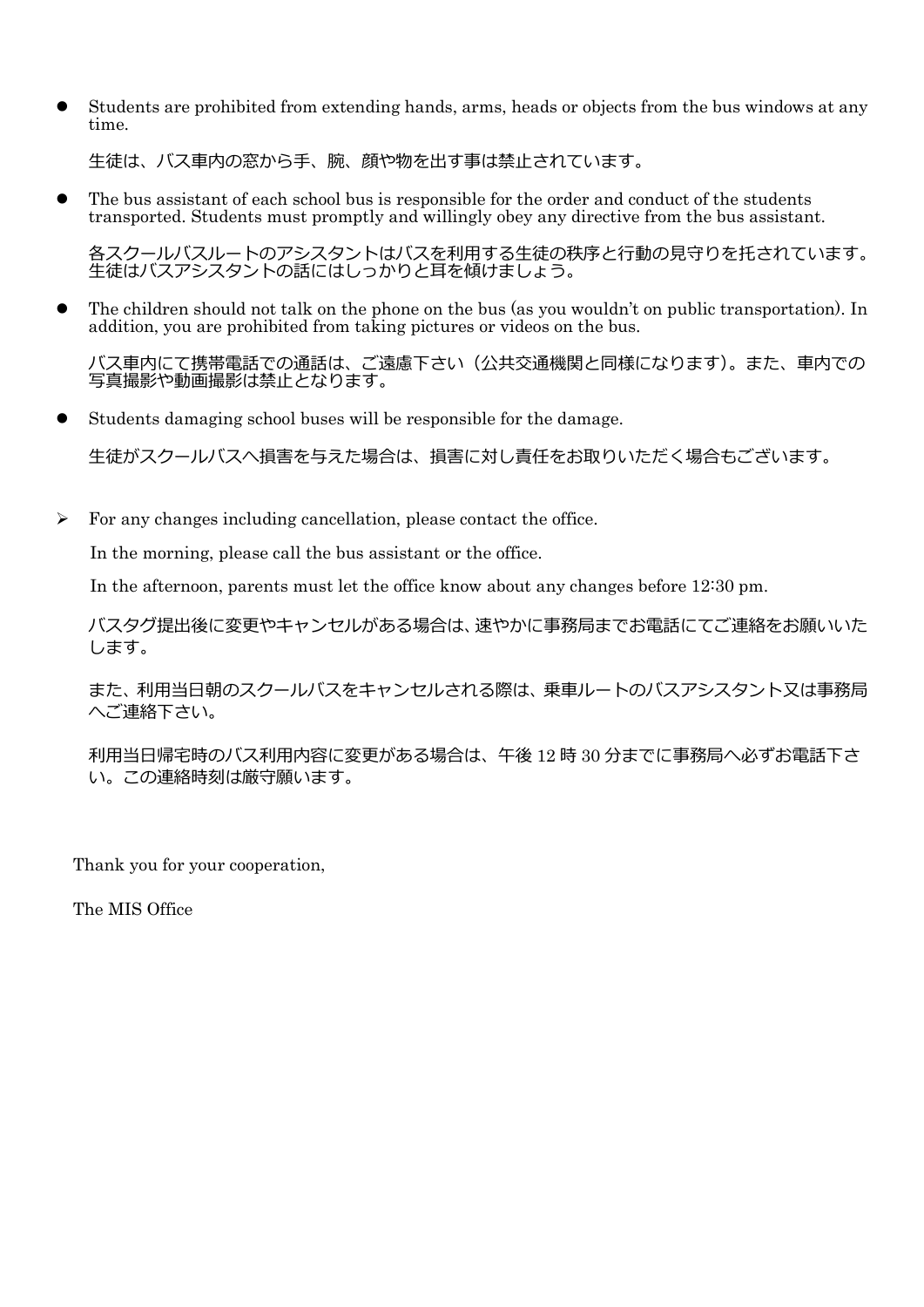- Students are prohibited from extending hands, arms, heads or objects from the bus windows at any time.

  生徒は、バス車内の窓から手、腕、顔や物を出す事は禁止されています。

- The bus assistant of each school bus is responsible for the order and conduct of the students transported. Students must promptly and willingly obey any directive from the bus assistant.

  各スクールバスルートのアシスタントはバスを利用する生徒の秩序と行動の見守りを托されています。生徒はバスアシスタントの話にはしっかりと耳を傾けましょう。

- The children should not talk on the phone on the bus (as you wouldn't on public transportation). In addition, you are prohibited from taking pictures or videos on the bus.

  バス車内にて携帯電話での通話は、ご遠慮下さい（公共交通機関と同様になります）。また、車内での写真撮影や動画撮影は禁止となります。

- Students damaging school buses will be responsible for the damage.

  生徒がスクールバスへ損害を与えた場合は、損害に対し責任をお取りいただく場合もございます。

- For any changes including cancellation, please contact the office.

  In the morning, please call the bus assistant or the office.

  In the afternoon, parents must let the office know about any changes before 12:30 pm.

  バスタグ提出後に変更やキャンセルがある場合は、速やかに事務局までお電話にてご連絡をお願いいたします。

  また、利用当日朝のスクールバスをキャンセルされる際は、乗車ルートのバスアシスタント又は事務局へご連絡下さい。

  利用当日帰宅時のバス利用内容に変更がある場合は、午後 12 時 30 分までに事務局へ必ずお電話下さい。この連絡時刻は厳守願います。

Thank you for your cooperation,

The MIS Office